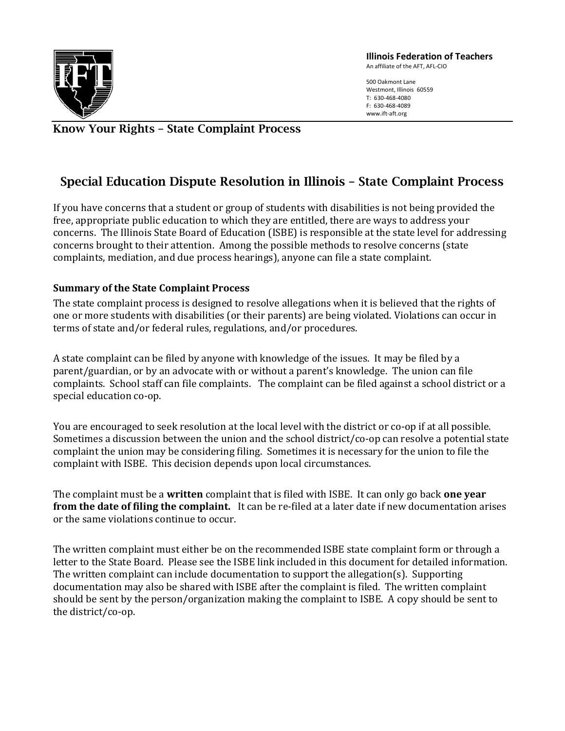**Illinois Federation of Teachers**
An affiliate of the AFT, AFL-CIO

500 Oakmont Lane
Westmont, Illinois 60559
T: 630-468-4080
F: 630-468-4089
www.ift-aft.org

**Know Your Rights – State Complaint Process**

# Special Education Dispute Resolution in Illinois – State Complaint Process

If you have concerns that a student or group of students with disabilities is not being provided the free, appropriate public education to which they are entitled, there are ways to address your concerns. The Illinois State Board of Education (ISBE) is responsible at the state level for addressing concerns brought to their attention. Among the possible methods to resolve concerns (state complaints, mediation, and due process hearings), anyone can file a state complaint.

### Summary of the State Complaint Process

The state complaint process is designed to resolve allegations when it is believed that the rights of one or more students with disabilities (or their parents) are being violated. Violations can occur in terms of state and/or federal rules, regulations, and/or procedures.

A state complaint can be filed by anyone with knowledge of the issues. It may be filed by a parent/guardian, or by an advocate with or without a parent's knowledge. The union can file complaints. School staff can file complaints. The complaint can be filed against a school district or a special education co-op.

You are encouraged to seek resolution at the local level with the district or co-op if at all possible. Sometimes a discussion between the union and the school district/co-op can resolve a potential state complaint the union may be considering filing. Sometimes it is necessary for the union to file the complaint with ISBE. This decision depends upon local circumstances.

The complaint must be a **written** complaint that is filed with ISBE. It can only go back **one year from the date of filing the complaint.** It can be re-filed at a later date if new documentation arises or the same violations continue to occur.

The written complaint must either be on the recommended ISBE state complaint form or through a letter to the State Board. Please see the ISBE link included in this document for detailed information. The written complaint can include documentation to support the allegation(s). Supporting documentation may also be shared with ISBE after the complaint is filed. The written complaint should be sent by the person/organization making the complaint to ISBE. A copy should be sent to the district/co-op.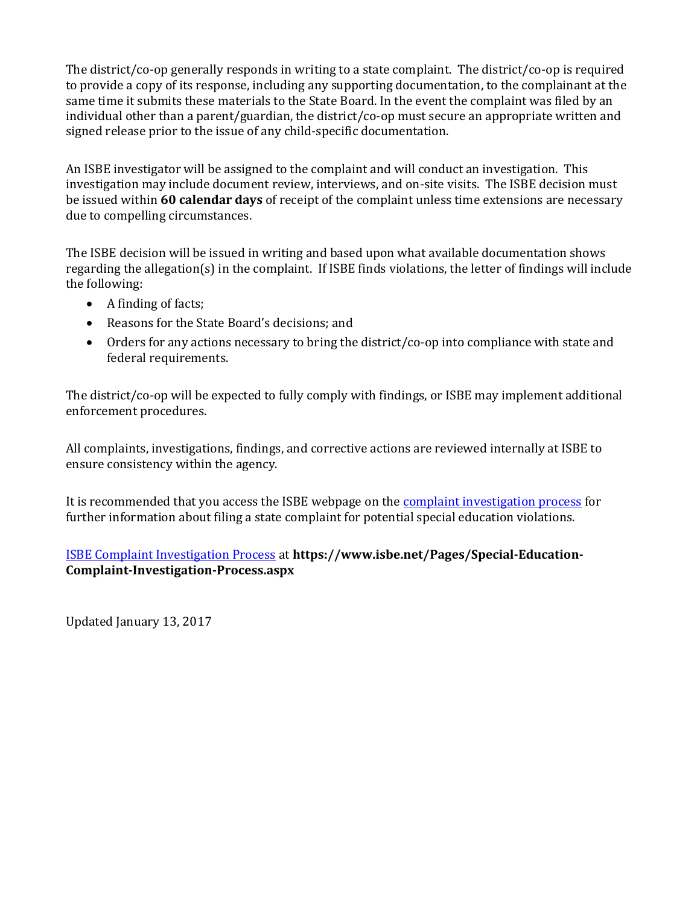The district/co-op generally responds in writing to a state complaint. The district/co-op is required to provide a copy of its response, including any supporting documentation, to the complainant at the same time it submits these materials to the State Board. In the event the complaint was filed by an individual other than a parent/guardian, the district/co-op must secure an appropriate written and signed release prior to the issue of any child-specific documentation.

An ISBE investigator will be assigned to the complaint and will conduct an investigation. This investigation may include document review, interviews, and on-site visits. The ISBE decision must be issued within **60 calendar days** of receipt of the complaint unless time extensions are necessary due to compelling circumstances.

The ISBE decision will be issued in writing and based upon what available documentation shows regarding the allegation(s) in the complaint. If ISBE finds violations, the letter of findings will include the following:

- A finding of facts;
- Reasons for the State Board's decisions; and
- Orders for any actions necessary to bring the district/co-op into compliance with state and federal requirements.

The district/co-op will be expected to fully comply with findings, or ISBE may implement additional enforcement procedures.

All complaints, investigations, findings, and corrective actions are reviewed internally at ISBE to ensure consistency within the agency.

It is recommended that you access the ISBE webpage on the complaint investigation process for further information about filing a state complaint for potential special education violations.

ISBE Complaint Investigation Process at **https://www.isbe.net/Pages/Special-Education-Complaint-Investigation-Process.aspx**

Updated January 13, 2017